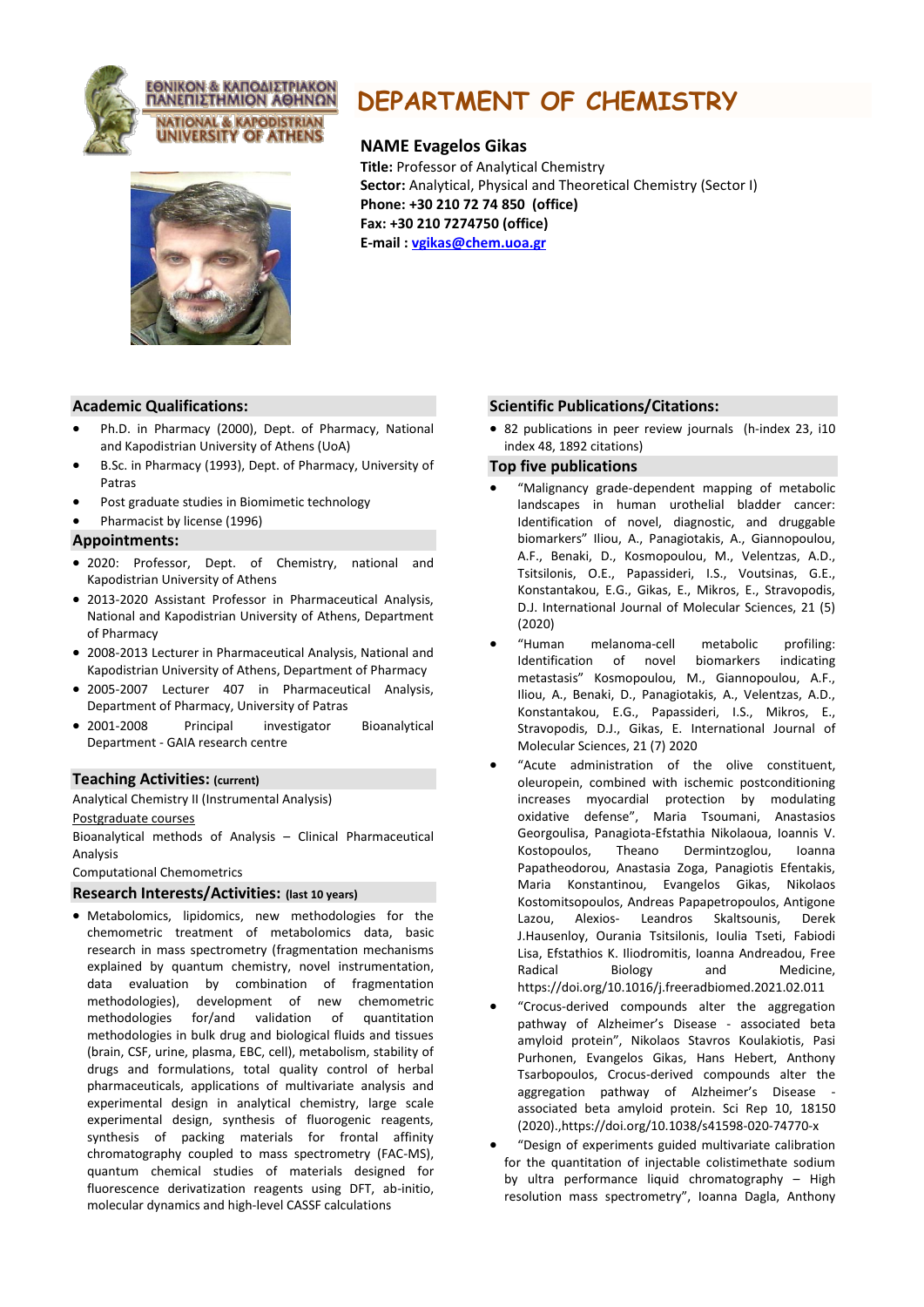# DEPARTMENT OF CHEMISTRY

ΕΘΝΙΚΟΝ & ΚΑΠΟΔΙΣΤΡΙΑΚΟΝ ΠΑΝΕΠΙΣΤΗΜΙΟΝ ΑΘΗΝΩΝ

NATIONAL & KAPODISTRIAN UNIVERSITY OF ATHENS

## NAME Evagelos Gikas

**Title:** Professor of Analytical Chemistry
**Sector:** Analytical, Physical and Theoretical Chemistry (Sector I)
**Phone: +30 210 72 74 850 (office)**
**Fax: +30 210 7274750 (office)**
**E-mail : vgikas@chem.uoa.gr**

### Academic Qualifications:

- Ph.D. in Pharmacy (2000), Dept. of Pharmacy, National and Kapodistrian University of Athens (UoA)
- B.Sc. in Pharmacy (1993), Dept. of Pharmacy, University of Patras
- Post graduate studies in Biomimetic technology
- Pharmacist by license (1996)

### Appointments:

- 2020: Professor, Dept. of Chemistry, national and Kapodistrian University of Athens
- 2013-2020 Assistant Professor in Pharmaceutical Analysis, National and Kapodistrian University of Athens, Department of Pharmacy
- 2008-2013 Lecturer in Pharmaceutical Analysis, National and Kapodistrian University of Athens, Department of Pharmacy
- 2005-2007 Lecturer 407 in Pharmaceutical Analysis, Department of Pharmacy, University of Patras
- 2001-2008 Principal investigator Bioanalytical Department - GAIA research centre

### Teaching Activities: (current)

Analytical Chemistry II (Instrumental Analysis)

Postgraduate courses

Bioanalytical methods of Analysis – Clinical Pharmaceutical Analysis

Computational Chemometrics

### Research Interests/Activities: (last 10 years)

- Metabolomics, lipidomics, new methodologies for the chemometric treatment of metabolomics data, basic research in mass spectrometry (fragmentation mechanisms explained by quantum chemistry, novel instrumentation, data evaluation by combination of fragmentation methodologies), development of new chemometric methodologies for/and validation of quantitation methodologies in bulk drug and biological fluids and tissues (brain, CSF, urine, plasma, EBC, cell), metabolism, stability of drugs and formulations, total quality control of herbal pharmaceuticals, applications of multivariate analysis and experimental design in analytical chemistry, large scale experimental design, synthesis of fluorogenic reagents, synthesis of packing materials for frontal affinity chromatography coupled to mass spectrometry (FAC-MS), quantum chemical studies of materials designed for fluorescence derivatization reagents using DFT, ab-initio, molecular dynamics and high-level CASSF calculations

### Scientific Publications/Citations:

- 82 publications in peer review journals (h-index 23, i10 index 48, 1892 citations)

### Top five publications

- "Malignancy grade-dependent mapping of metabolic landscapes in human urothelial bladder cancer: Identification of novel, diagnostic, and druggable biomarkers" Iliou, A., Panagiotakis, A., Giannopoulou, A.F., Benaki, D., Kosmopoulou, M., Velentzas, A.D., Tsitsilonis, O.E., Papassideri, I.S., Voutsinas, G.E., Konstantakou, E.G., Gikas, E., Mikros, E., Stravopodis, D.J. International Journal of Molecular Sciences, 21 (5) (2020)
- "Human melanoma-cell metabolic profiling: Identification of novel biomarkers indicating metastasis" Kosmopoulou, M., Giannopoulou, A.F., Iliou, A., Benaki, D., Panagiotakis, A., Velentzas, A.D., Konstantakou, E.G., Papassideri, I.S., Mikros, E., Stravopodis, D.J., Gikas, E. International Journal of Molecular Sciences, 21 (7) 2020
- "Acute administration of the olive constituent, oleuropein, combined with ischemic postconditioning increases myocardial protection by modulating oxidative defense", Maria Tsoumani, Anastasios Georgoulisa, Panagiota-Efstathia Nikolaoua, Ioannis V. Kostopoulos, Theano Dermintzoglou, Ioanna Papatheodorou, Anastasia Zoga, Panagiotis Efentakis, Maria Konstantinou, Evangelos Gikas, Nikolaos Kostomitsopoulos, Andreas Papapetropoulos, Antigone Lazou, Alexios- Leandros Skaltsounis, Derek J.Hausenloy, Ourania Tsitsilonis, Ioulia Tseti, Fabiodi Lisa, Efstathios K. Iliodromitis, Ioanna Andreadou, Free Radical Biology and Medicine, https://doi.org/10.1016/j.freeradbiomed.2021.02.011
- "Crocus-derived compounds alter the aggregation pathway of Alzheimer's Disease - associated beta amyloid protein", Nikolaos Stavros Koulakiotis, Pasi Purhonen, Evangelos Gikas, Hans Hebert, Anthony Tsarbopoulos, Crocus-derived compounds alter the aggregation pathway of Alzheimer's Disease - associated beta amyloid protein. Sci Rep 10, 18150 (2020).,https://doi.org/10.1038/s41598-020-74770-x
- "Design of experiments guided multivariate calibration for the quantitation of injectable colistimethate sodium by ultra performance liquid chromatography – High resolution mass spectrometry", Ioanna Dagla, Anthony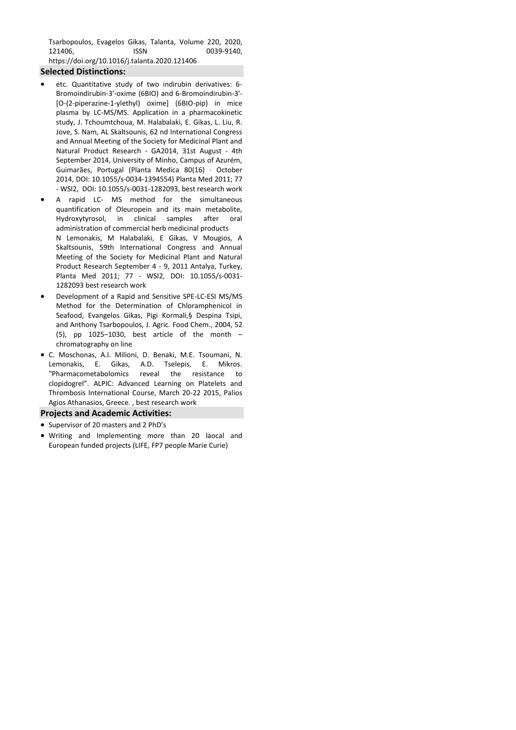Tsarbopoulos, Evagelos Gikas, Talanta, Volume 220, 2020, 121406, ISSN 0039-9140, https://doi.org/10.1016/j.talanta.2020.121406

## Selected Distinctions:

- etc. Quantitative study of two indirubin derivatives: 6-Bromoindirubin-3'-oxime (6BIO) and 6-Bromoindirubin-3'-[O-(2-piperazine-1-ylethyl) oxime] (6BIO-pip) in mice plasma by LC-MS/MS. Application in a pharmacokinetic study, J. Tchoumtchoua, M. Halabalaki, E. Gikas, L. Liu, R. Jove, S. Nam, AL Skaltsounis, 62 nd International Congress and Annual Meeting of the Society for Medicinal Plant and Natural Product Research - GA2014, 31st August - 4th September 2014, University of Minho, Campus of Azurém, Guimarães, Portugal (Planta Medica 80(16) · October 2014, DOI: 10.1055/s-0034-1394554) Planta Med 2011; 77 - WSI2, DOI: 10.1055/s-0031-1282093, best research work
- A rapid LC- MS method for the simultaneous quantification of Oleuropein and its main metabolite, Hydroxytyrosol, in clinical samples after oral administration of commercial herb medicinal products
  N Lemonakis, M Halabalaki, E Gikas, V Mougios, A Skaltsounis, 59th International Congress and Annual Meeting of the Society for Medicinal Plant and Natural Product Research September 4 - 9, 2011 Antalya, Turkey, Planta Med 2011; 77 - WSI2, DOI: 10.1055/s-0031-1282093 best research work
- Development of a Rapid and Sensitive SPE-LC-ESI MS/MS Method for the Determination of Chloramphenicol in Seafood, Evangelos Gikas, Pigi Kormali,§ Despina Tsipi, and Anthony Tsarbopoulos, J. Agric. Food Chem., 2004, 52 (5), pp 1025–1030, best article of the month – chromatography on line
- C. Moschonas, A.I. Milioni, D. Benaki, M.E. Tsoumani, N. Lemonakis, E. Gikas, A.D. Tselepis, E. Mikros. "Pharmacometabolomics reveal the resistance to clopidogrel". ALPIC: Advanced Learning on Platelets and Thrombosis International Course, March 20-22 2015, Palios Agios Athanasios, Greece. , best research work

## Projects and Academic Activities:

- Supervisor of 20 masters and 2 PhD's
- Writing and Implementing more than 20 laocal and European funded projects (LIFE, FP7 people Marie Curie)